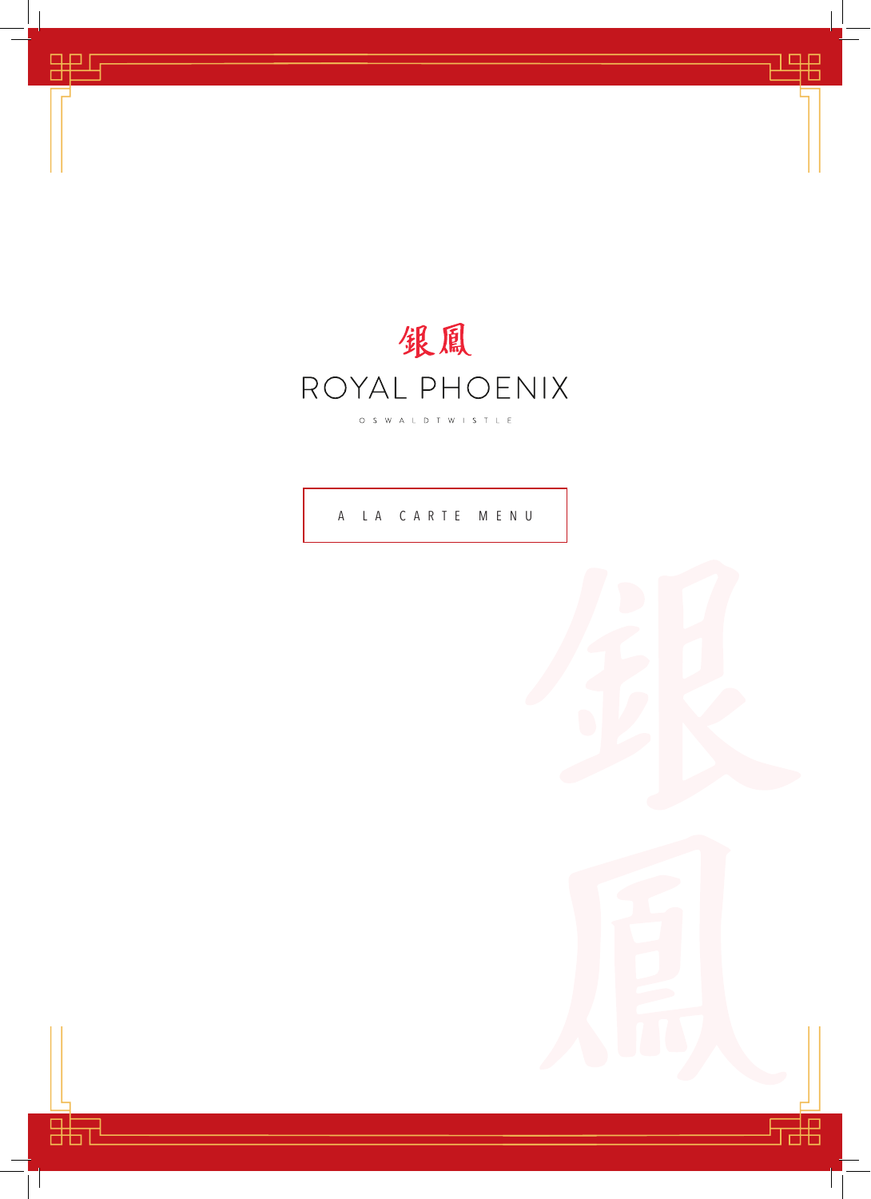銀鳳

# ROYAL PHOENIX

OSWALDTWISTLE

A LA CARTE MENU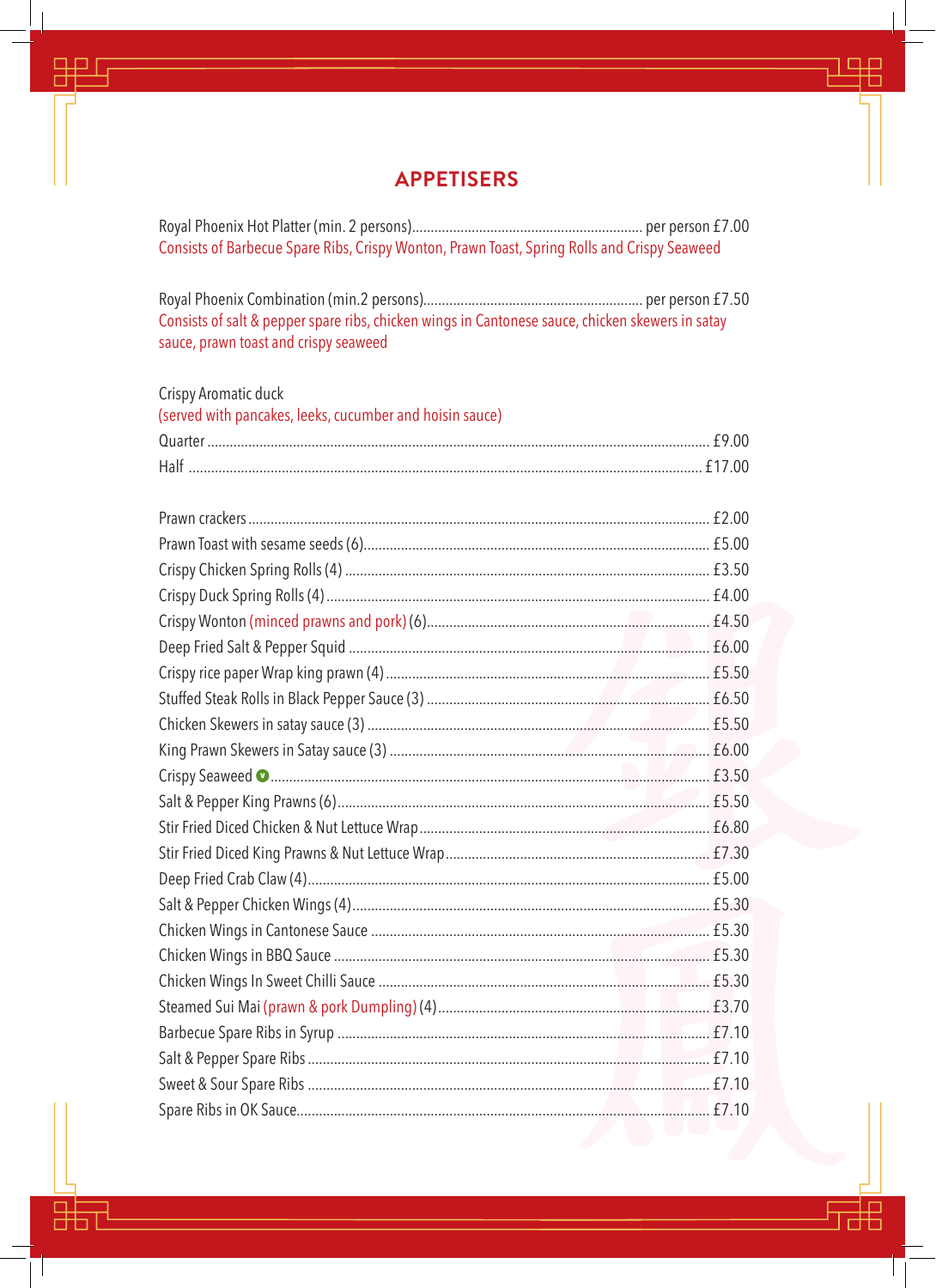## APPETISERS

Royal Phoenix Hot Platter (min. 2 persons) .......... per person £7.00
Consists of Barbecue Spare Ribs, Crispy Wonton, Prawn Toast, Spring Rolls and Crispy Seaweed

Royal Phoenix Combination (min.2 persons) .......... per person £7.50
Consists of salt & pepper spare ribs, chicken wings in Cantonese sauce, chicken skewers in satay sauce, prawn toast and crispy seaweed

Crispy Aromatic duck
(served with pancakes, leeks, cucumber and hoisin sauce)

| | |
|---|---|
| Quarter | £9.00 |
| Half | £17.00 |

| | |
|---|---|
| Prawn crackers | £2.00 |
| Prawn Toast with sesame seeds (6) | £5.00 |
| Crispy Chicken Spring Rolls (4) | £3.50 |
| Crispy Duck Spring Rolls (4) | £4.00 |
| Crispy Wonton (minced prawns and pork) (6) | £4.50 |
| Deep Fried Salt & Pepper Squid | £6.00 |
| Crispy rice paper Wrap king prawn (4) | £5.50 |
| Stuffed Steak Rolls in Black Pepper Sauce (3) | £6.50 |
| Chicken Skewers in satay sauce (3) | £5.50 |
| King Prawn Skewers in Satay sauce (3) | £6.00 |
| Crispy Seaweed (v) | £3.50 |
| Salt & Pepper King Prawns (6) | £5.50 |
| Stir Fried Diced Chicken & Nut Lettuce Wrap | £6.80 |
| Stir Fried Diced King Prawns & Nut Lettuce Wrap | £7.30 |
| Deep Fried Crab Claw (4) | £5.00 |
| Salt & Pepper Chicken Wings (4) | £5.30 |
| Chicken Wings in Cantonese Sauce | £5.30 |
| Chicken Wings in BBQ Sauce | £5.30 |
| Chicken Wings In Sweet Chilli Sauce | £5.30 |
| Steamed Sui Mai (prawn & pork Dumpling) (4) | £3.70 |
| Barbecue Spare Ribs in Syrup | £7.10 |
| Salt & Pepper Spare Ribs | £7.10 |
| Sweet & Sour Spare Ribs | £7.10 |
| Spare Ribs in OK Sauce | £7.10 |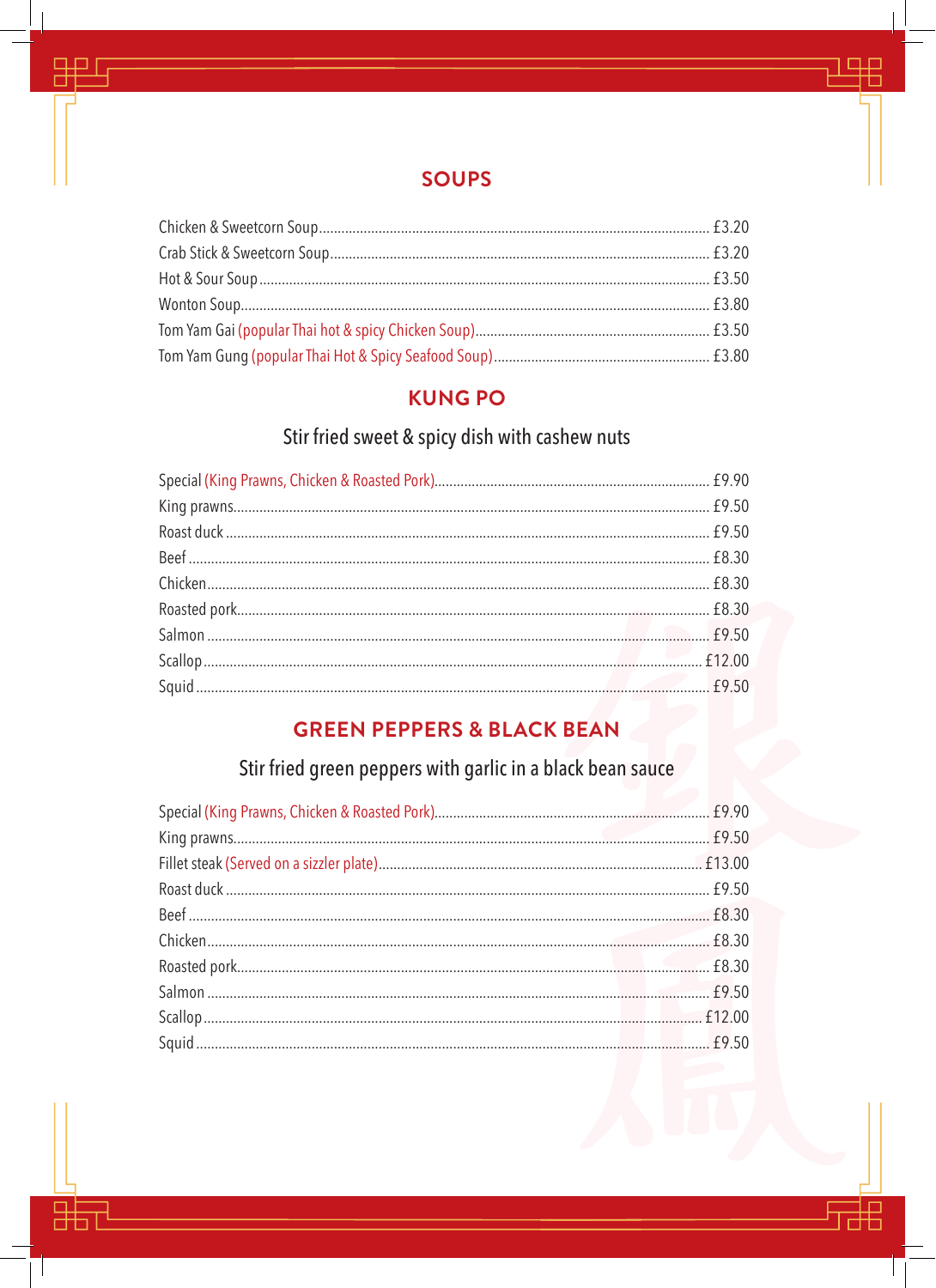## SOUPS

| Item | Price |
|---|---|
| Chicken & Sweetcorn Soup | £3.20 |
| Crab Stick & Sweetcorn Soup | £3.20 |
| Hot & Sour Soup | £3.50 |
| Wonton Soup | £3.80 |
| Tom Yam Gai (popular Thai hot & spicy Chicken Soup) | £3.50 |
| Tom Yam Gung (popular Thai Hot & Spicy Seafood Soup) | £3.80 |

## KUNG PO

Stir fried sweet & spicy dish with cashew nuts

| Item | Price |
|---|---|
| Special (King Prawns, Chicken & Roasted Pork) | £9.90 |
| King prawns | £9.50 |
| Roast duck | £9.50 |
| Beef | £8.30 |
| Chicken | £8.30 |
| Roasted pork | £8.30 |
| Salmon | £9.50 |
| Scallop | £12.00 |
| Squid | £9.50 |

## GREEN PEPPERS & BLACK BEAN

Stir fried green peppers with garlic in a black bean sauce

| Item | Price |
|---|---|
| Special (King Prawns, Chicken & Roasted Pork) | £9.90 |
| King prawns | £9.50 |
| Fillet steak (Served on a sizzler plate) | £13.00 |
| Roast duck | £9.50 |
| Beef | £8.30 |
| Chicken | £8.30 |
| Roasted pork | £8.30 |
| Salmon | £9.50 |
| Scallop | £12.00 |
| Squid | £9.50 |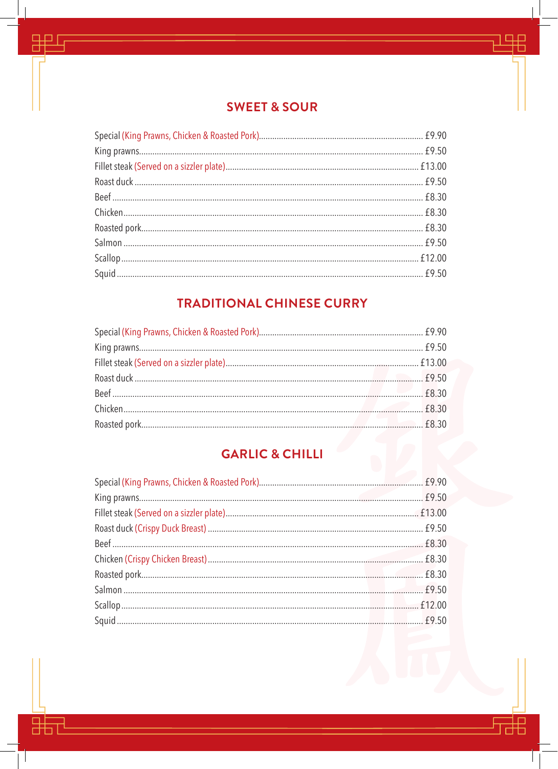## SWEET & SOUR

| Item | Price |
| --- | --- |
| Special (King Prawns, Chicken & Roasted Pork) | £9.90 |
| King prawns | £9.50 |
| Fillet steak (Served on a sizzler plate) | £13.00 |
| Roast duck | £9.50 |
| Beef | £8.30 |
| Chicken | £8.30 |
| Roasted pork | £8.30 |
| Salmon | £9.50 |
| Scallop | £12.00 |
| Squid | £9.50 |

## TRADITIONAL CHINESE CURRY

| Item | Price |
| --- | --- |
| Special (King Prawns, Chicken & Roasted Pork) | £9.90 |
| King prawns | £9.50 |
| Fillet steak (Served on a sizzler plate) | £13.00 |
| Roast duck | £9.50 |
| Beef | £8.30 |
| Chicken | £8.30 |
| Roasted pork | £8.30 |

## GARLIC & CHILLI

| Item | Price |
| --- | --- |
| Special (King Prawns, Chicken & Roasted Pork) | £9.90 |
| King prawns | £9.50 |
| Fillet steak (Served on a sizzler plate) | £13.00 |
| Roast duck (Crispy Duck Breast) | £9.50 |
| Beef | £8.30 |
| Chicken (Crispy Chicken Breast) | £8.30 |
| Roasted pork | £8.30 |
| Salmon | £9.50 |
| Scallop | £12.00 |
| Squid | £9.50 |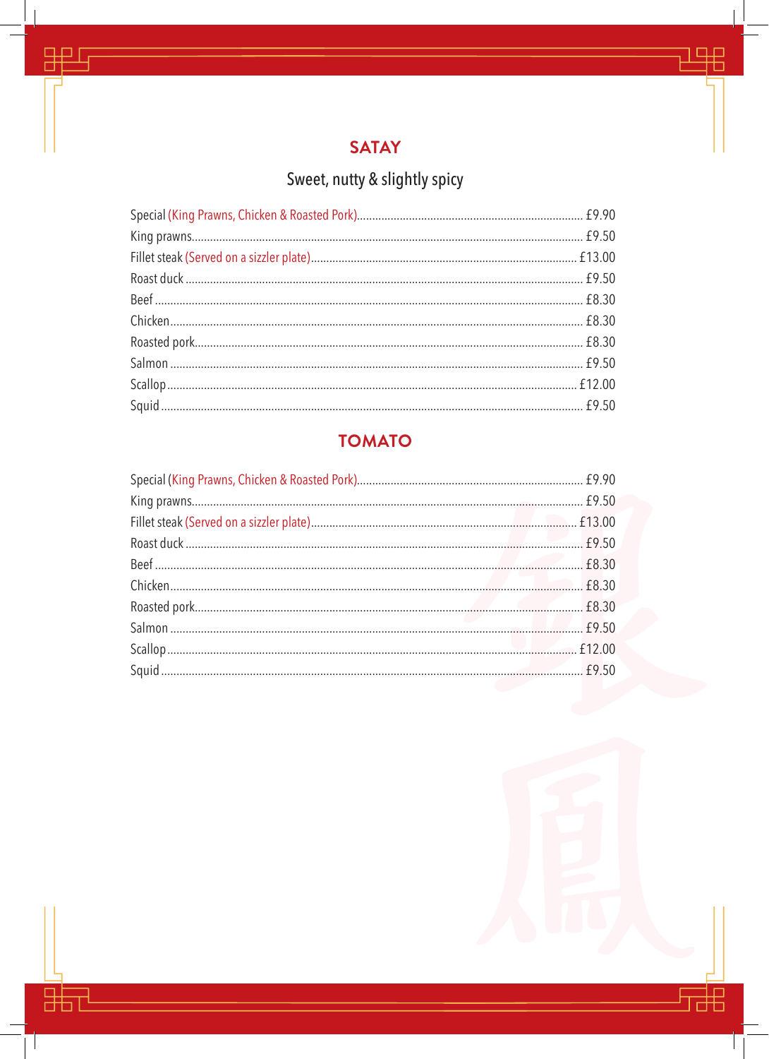## SATAY

Sweet, nutty & slightly spicy

| Item | Price |
|---|---|
| Special (King Prawns, Chicken & Roasted Pork) | £9.90 |
| King prawns | £9.50 |
| Fillet steak (Served on a sizzler plate) | £13.00 |
| Roast duck | £9.50 |
| Beef | £8.30 |
| Chicken | £8.30 |
| Roasted pork | £8.30 |
| Salmon | £9.50 |
| Scallop | £12.00 |
| Squid | £9.50 |

## TOMATO

| Item | Price |
|---|---|
| Special (King Prawns, Chicken & Roasted Pork) | £9.90 |
| King prawns | £9.50 |
| Fillet steak (Served on a sizzler plate) | £13.00 |
| Roast duck | £9.50 |
| Beef | £8.30 |
| Chicken | £8.30 |
| Roasted pork | £8.30 |
| Salmon | £9.50 |
| Scallop | £12.00 |
| Squid | £9.50 |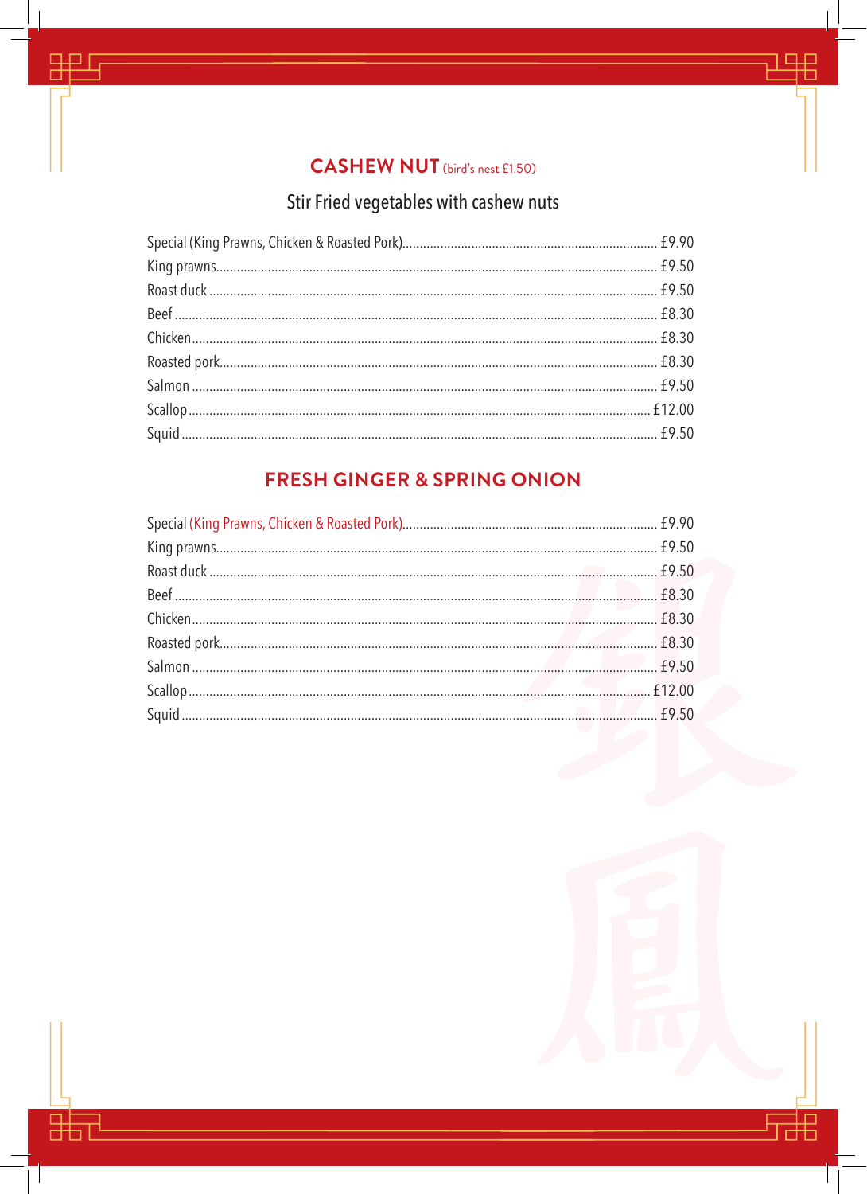## CASHEW NUT (bird's nest £1.50)

### Stir Fried vegetables with cashew nuts

| Item | Price |
|---|---|
| Special (King Prawns, Chicken & Roasted Pork) | £9.90 |
| King prawns | £9.50 |
| Roast duck | £9.50 |
| Beef | £8.30 |
| Chicken | £8.30 |
| Roasted pork | £8.30 |
| Salmon | £9.50 |
| Scallop | £12.00 |
| Squid | £9.50 |

## FRESH GINGER & SPRING ONION

| Item | Price |
|---|---|
| Special (King Prawns, Chicken & Roasted Pork) | £9.90 |
| King prawns | £9.50 |
| Roast duck | £9.50 |
| Beef | £8.30 |
| Chicken | £8.30 |
| Roasted pork | £8.30 |
| Salmon | £9.50 |
| Scallop | £12.00 |
| Squid | £9.50 |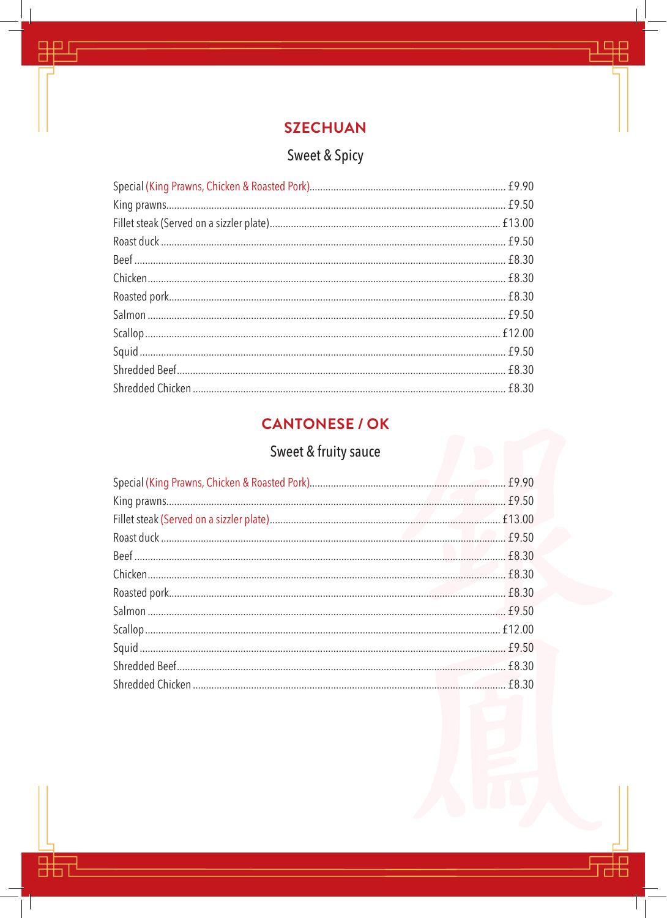## SZECHUAN

### Sweet & Spicy

| Item | Price |
|---|---|
| Special (King Prawns, Chicken & Roasted Pork) | £9.90 |
| King prawns | £9.50 |
| Fillet steak (Served on a sizzler plate) | £13.00 |
| Roast duck | £9.50 |
| Beef | £8.30 |
| Chicken | £8.30 |
| Roasted pork | £8.30 |
| Salmon | £9.50 |
| Scallop | £12.00 |
| Squid | £9.50 |
| Shredded Beef | £8.30 |
| Shredded Chicken | £8.30 |

## CANTONESE / OK

### Sweet & fruity sauce

| Item | Price |
|---|---|
| Special (King Prawns, Chicken & Roasted Pork) | £9.90 |
| King prawns | £9.50 |
| Fillet steak (Served on a sizzler plate) | £13.00 |
| Roast duck | £9.50 |
| Beef | £8.30 |
| Chicken | £8.30 |
| Roasted pork | £8.30 |
| Salmon | £9.50 |
| Scallop | £12.00 |
| Squid | £9.50 |
| Shredded Beef | £8.30 |
| Shredded Chicken | £8.30 |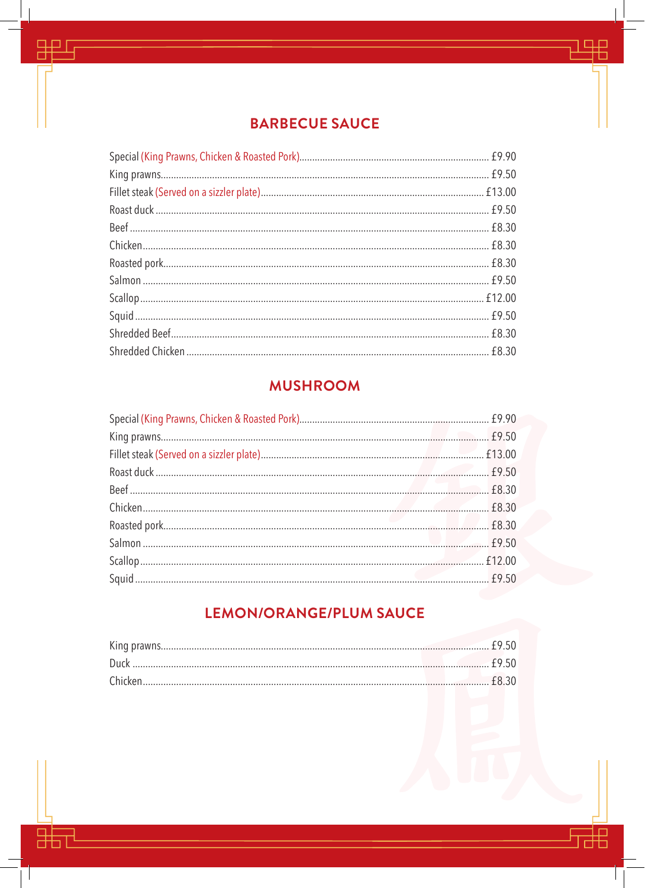## BARBECUE SAUCE

| Item | Price |
|---|---|
| Special (King Prawns, Chicken & Roasted Pork) | £9.90 |
| King prawns | £9.50 |
| Fillet steak (Served on a sizzler plate) | £13.00 |
| Roast duck | £9.50 |
| Beef | £8.30 |
| Chicken | £8.30 |
| Roasted pork | £8.30 |
| Salmon | £9.50 |
| Scallop | £12.00 |
| Squid | £9.50 |
| Shredded Beef | £8.30 |
| Shredded Chicken | £8.30 |

## MUSHROOM

| Item | Price |
|---|---|
| Special (King Prawns, Chicken & Roasted Pork) | £9.90 |
| King prawns | £9.50 |
| Fillet steak (Served on a sizzler plate) | £13.00 |
| Roast duck | £9.50 |
| Beef | £8.30 |
| Chicken | £8.30 |
| Roasted pork | £8.30 |
| Salmon | £9.50 |
| Scallop | £12.00 |
| Squid | £9.50 |

## LEMON/ORANGE/PLUM SAUCE

| Item | Price |
|---|---|
| King prawns | £9.50 |
| Duck | £9.50 |
| Chicken | £8.30 |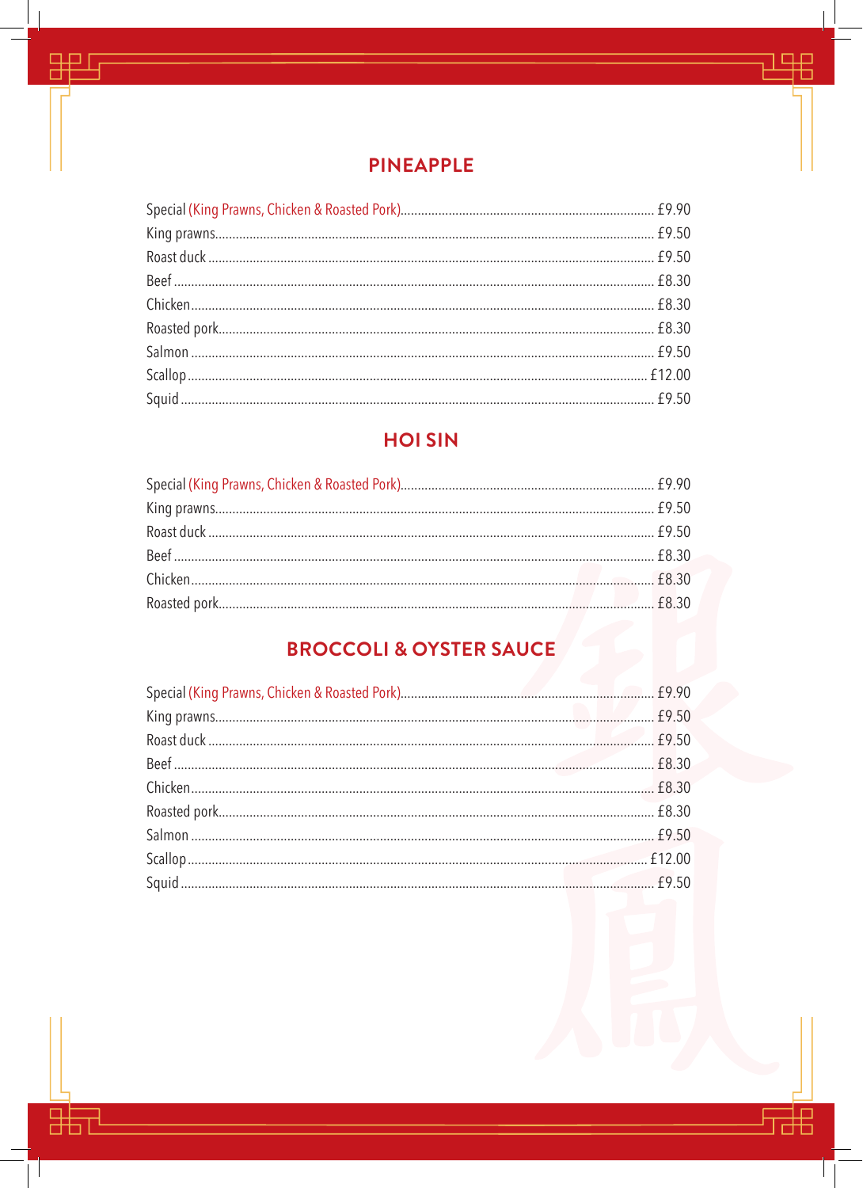## PINEAPPLE

| Item | Price |
| --- | --- |
| Special (King Prawns, Chicken & Roasted Pork) | £9.90 |
| King prawns | £9.50 |
| Roast duck | £9.50 |
| Beef | £8.30 |
| Chicken | £8.30 |
| Roasted pork | £8.30 |
| Salmon | £9.50 |
| Scallop | £12.00 |
| Squid | £9.50 |

## HOI SIN

| Item | Price |
| --- | --- |
| Special (King Prawns, Chicken & Roasted Pork) | £9.90 |
| King prawns | £9.50 |
| Roast duck | £9.50 |
| Beef | £8.30 |
| Chicken | £8.30 |
| Roasted pork | £8.30 |

## BROCCOLI & OYSTER SAUCE

| Item | Price |
| --- | --- |
| Special (King Prawns, Chicken & Roasted Pork) | £9.90 |
| King prawns | £9.50 |
| Roast duck | £9.50 |
| Beef | £8.30 |
| Chicken | £8.30 |
| Roasted pork | £8.30 |
| Salmon | £9.50 |
| Scallop | £12.00 |
| Squid | £9.50 |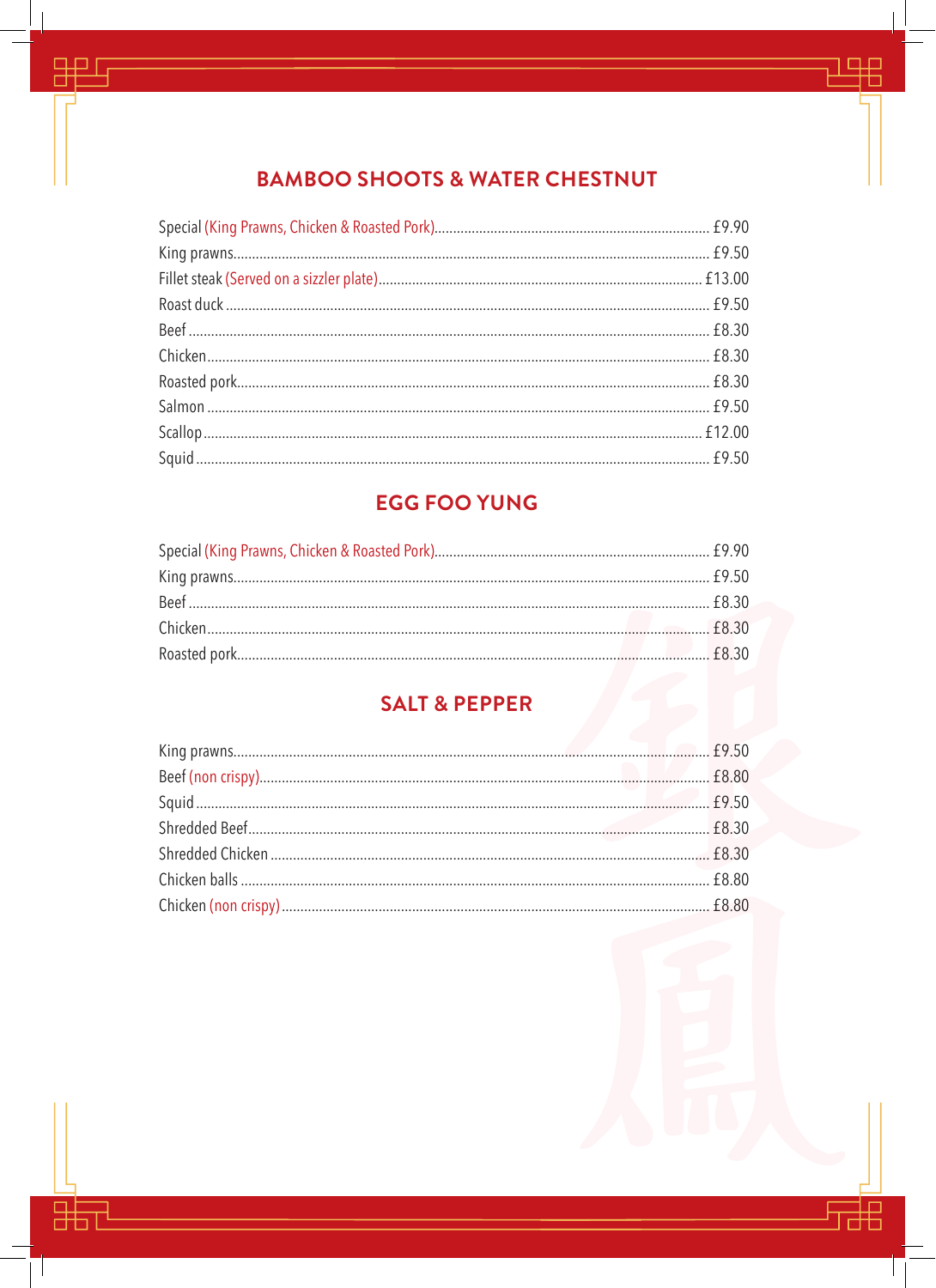## BAMBOO SHOOTS & WATER CHESTNUT

| Item | Price |
| --- | --- |
| Special (King Prawns, Chicken & Roasted Pork) | £9.90 |
| King prawns | £9.50 |
| Fillet steak (Served on a sizzler plate) | £13.00 |
| Roast duck | £9.50 |
| Beef | £8.30 |
| Chicken | £8.30 |
| Roasted pork | £8.30 |
| Salmon | £9.50 |
| Scallop | £12.00 |
| Squid | £9.50 |

## EGG FOO YUNG

| Item | Price |
| --- | --- |
| Special (King Prawns, Chicken & Roasted Pork) | £9.90 |
| King prawns | £9.50 |
| Beef | £8.30 |
| Chicken | £8.30 |
| Roasted pork | £8.30 |

## SALT & PEPPER

| Item | Price |
| --- | --- |
| King prawns | £9.50 |
| Beef (non crispy) | £8.80 |
| Squid | £9.50 |
| Shredded Beef | £8.30 |
| Shredded Chicken | £8.30 |
| Chicken balls | £8.80 |
| Chicken (non crispy) | £8.80 |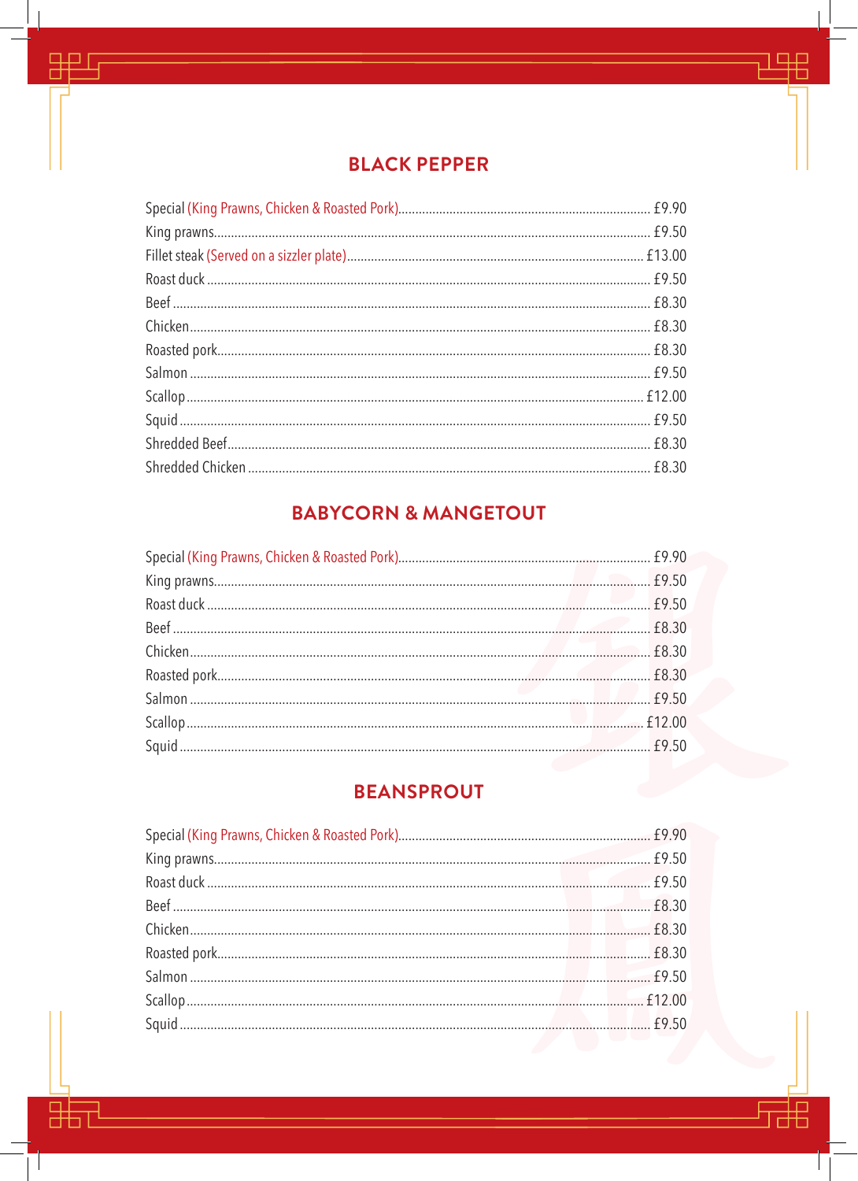## BLACK PEPPER

| Item | Price |
| --- | --- |
| Special (King Prawns, Chicken & Roasted Pork) | £9.90 |
| King prawns | £9.50 |
| Fillet steak (Served on a sizzler plate) | £13.00 |
| Roast duck | £9.50 |
| Beef | £8.30 |
| Chicken | £8.30 |
| Roasted pork | £8.30 |
| Salmon | £9.50 |
| Scallop | £12.00 |
| Squid | £9.50 |
| Shredded Beef | £8.30 |
| Shredded Chicken | £8.30 |

## BABYCORN & MANGETOUT

| Item | Price |
| --- | --- |
| Special (King Prawns, Chicken & Roasted Pork) | £9.90 |
| King prawns | £9.50 |
| Roast duck | £9.50 |
| Beef | £8.30 |
| Chicken | £8.30 |
| Roasted pork | £8.30 |
| Salmon | £9.50 |
| Scallop | £12.00 |
| Squid | £9.50 |

## BEANSPROUT

| Item | Price |
| --- | --- |
| Special (King Prawns, Chicken & Roasted Pork) | £9.90 |
| King prawns | £9.50 |
| Roast duck | £9.50 |
| Beef | £8.30 |
| Chicken | £8.30 |
| Roasted pork | £8.30 |
| Salmon | £9.50 |
| Scallop | £12.00 |
| Squid | £9.50 |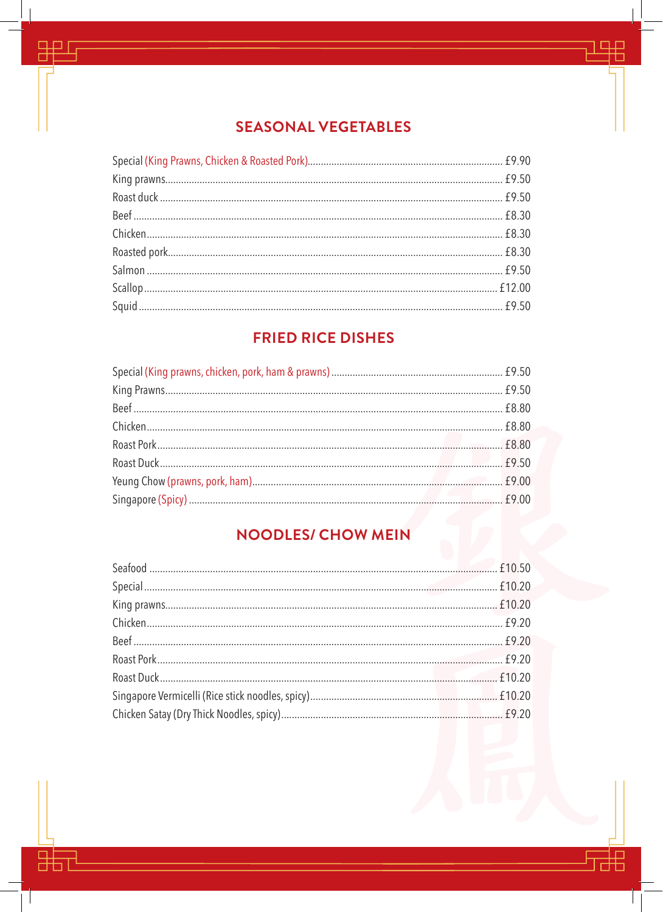## SEASONAL VEGETABLES

| Item | Price |
|---|---|
| Special (King Prawns, Chicken & Roasted Pork) | £9.90 |
| King prawns | £9.50 |
| Roast duck | £9.50 |
| Beef | £8.30 |
| Chicken | £8.30 |
| Roasted pork | £8.30 |
| Salmon | £9.50 |
| Scallop | £12.00 |
| Squid | £9.50 |

## FRIED RICE DISHES

| Item | Price |
|---|---|
| Special (King prawns, chicken, pork, ham & prawns) | £9.50 |
| King Prawns | £9.50 |
| Beef | £8.80 |
| Chicken | £8.80 |
| Roast Pork | £8.80 |
| Roast Duck | £9.50 |
| Yeung Chow (prawns, pork, ham) | £9.00 |
| Singapore (Spicy) | £9.00 |

## NOODLES/ CHOW MEIN

| Item | Price |
|---|---|
| Seafood | £10.50 |
| Special | £10.20 |
| King prawns | £10.20 |
| Chicken | £9.20 |
| Beef | £9.20 |
| Roast Pork | £9.20 |
| Roast Duck | £10.20 |
| Singapore Vermicelli (Rice stick noodles, spicy) | £10.20 |
| Chicken Satay (Dry Thick Noodles, spicy) | £9.20 |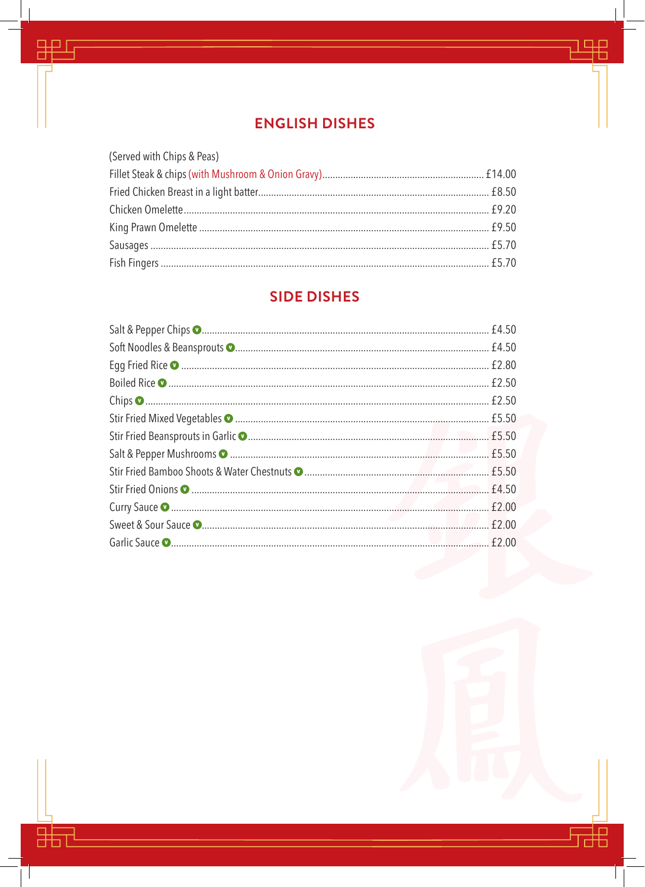## ENGLISH DISHES

(Served with Chips & Peas)

| Dish | Price |
|---|---|
| Fillet Steak & chips (with Mushroom & Onion Gravy) | £14.00 |
| Fried Chicken Breast in a light batter | £8.50 |
| Chicken Omelette | £9.20 |
| King Prawn Omelette | £9.50 |
| Sausages | £5.70 |
| Fish Fingers | £5.70 |

## SIDE DISHES

| Dish | Price |
|---|---|
| Salt & Pepper Chips (V) | £4.50 |
| Soft Noodles & Beansprouts (V) | £4.50 |
| Egg Fried Rice (V) | £2.80 |
| Boiled Rice (V) | £2.50 |
| Chips (V) | £2.50 |
| Stir Fried Mixed Vegetables (V) | £5.50 |
| Stir Fried Beansprouts in Garlic (V) | £5.50 |
| Salt & Pepper Mushrooms (V) | £5.50 |
| Stir Fried Bamboo Shoots & Water Chestnuts (V) | £5.50 |
| Stir Fried Onions (V) | £4.50 |
| Curry Sauce (V) | £2.00 |
| Sweet & Sour Sauce (V) | £2.00 |
| Garlic Sauce (V) | £2.00 |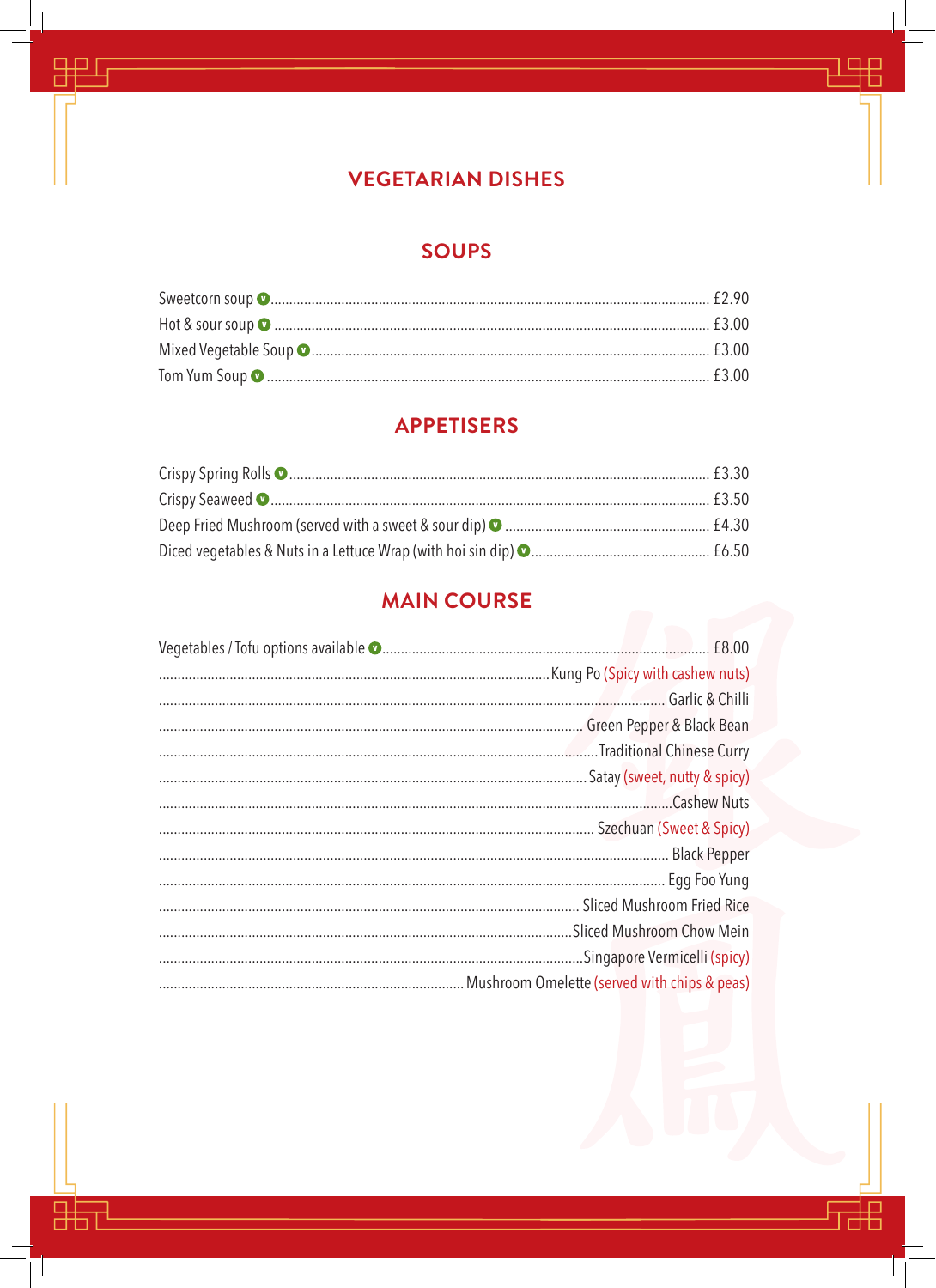# VEGETARIAN DISHES

## SOUPS

| Item | Price |
| --- | --- |
| Sweetcorn soup (V) | £2.90 |
| Hot & sour soup (V) | £3.00 |
| Mixed Vegetable Soup (V) | £3.00 |
| Tom Yum Soup (V) | £3.00 |

## APPETISERS

| Item | Price |
| --- | --- |
| Crispy Spring Rolls (V) | £3.30 |
| Crispy Seaweed (V) | £3.50 |
| Deep Fried Mushroom (served with a sweet & sour dip) (V) | £4.30 |
| Diced vegetables & Nuts in a Lettuce Wrap (with hoi sin dip) (V) | £6.50 |

## MAIN COURSE

| Item | Price |
| --- | --- |
| Vegetables / Tofu options available (V) | £8.00 |

- Kung Po (Spicy with cashew nuts)
- Garlic & Chilli
- Green Pepper & Black Bean
- Traditional Chinese Curry
- Satay (sweet, nutty & spicy)
- Cashew Nuts
- Szechuan (Sweet & Spicy)
- Black Pepper
- Egg Foo Yung
- Sliced Mushroom Fried Rice
- Sliced Mushroom Chow Mein
- Singapore Vermicelli (spicy)
- Mushroom Omelette (served with chips & peas)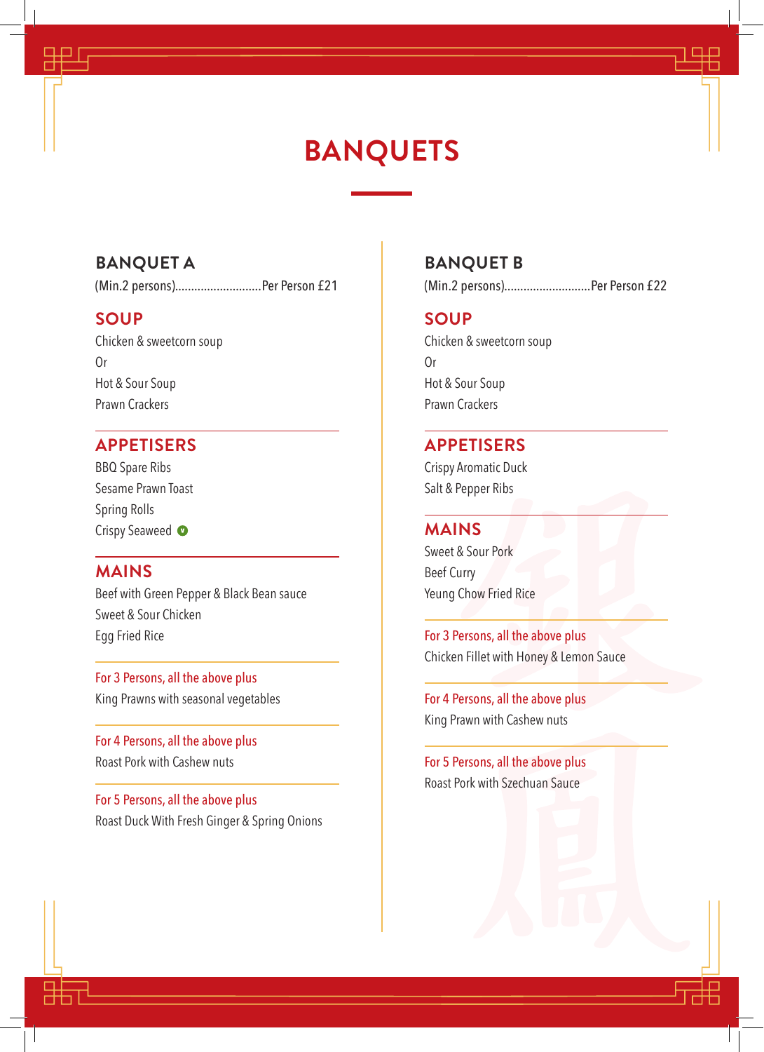# BANQUETS

## BANQUET A

(Min.2 persons)...........................Per Person £21

### SOUP

Chicken & sweetcorn soup
Or
Hot & Sour Soup
Prawn Crackers

### APPETISERS

BBQ Spare Ribs
Sesame Prawn Toast
Spring Rolls
Crispy Seaweed (V)

### MAINS

Beef with Green Pepper & Black Bean sauce
Sweet & Sour Chicken
Egg Fried Rice

For 3 Persons, all the above plus
King Prawns with seasonal vegetables

For 4 Persons, all the above plus
Roast Pork with Cashew nuts

For 5 Persons, all the above plus
Roast Duck With Fresh Ginger & Spring Onions

## BANQUET B

(Min.2 persons)...........................Per Person £22

### SOUP

Chicken & sweetcorn soup
Or
Hot & Sour Soup
Prawn Crackers

### APPETISERS

Crispy Aromatic Duck
Salt & Pepper Ribs

### MAINS

Sweet & Sour Pork
Beef Curry
Yeung Chow Fried Rice

For 3 Persons, all the above plus
Chicken Fillet with Honey & Lemon Sauce

For 4 Persons, all the above plus
King Prawn with Cashew nuts

For 5 Persons, all the above plus
Roast Pork with Szechuan Sauce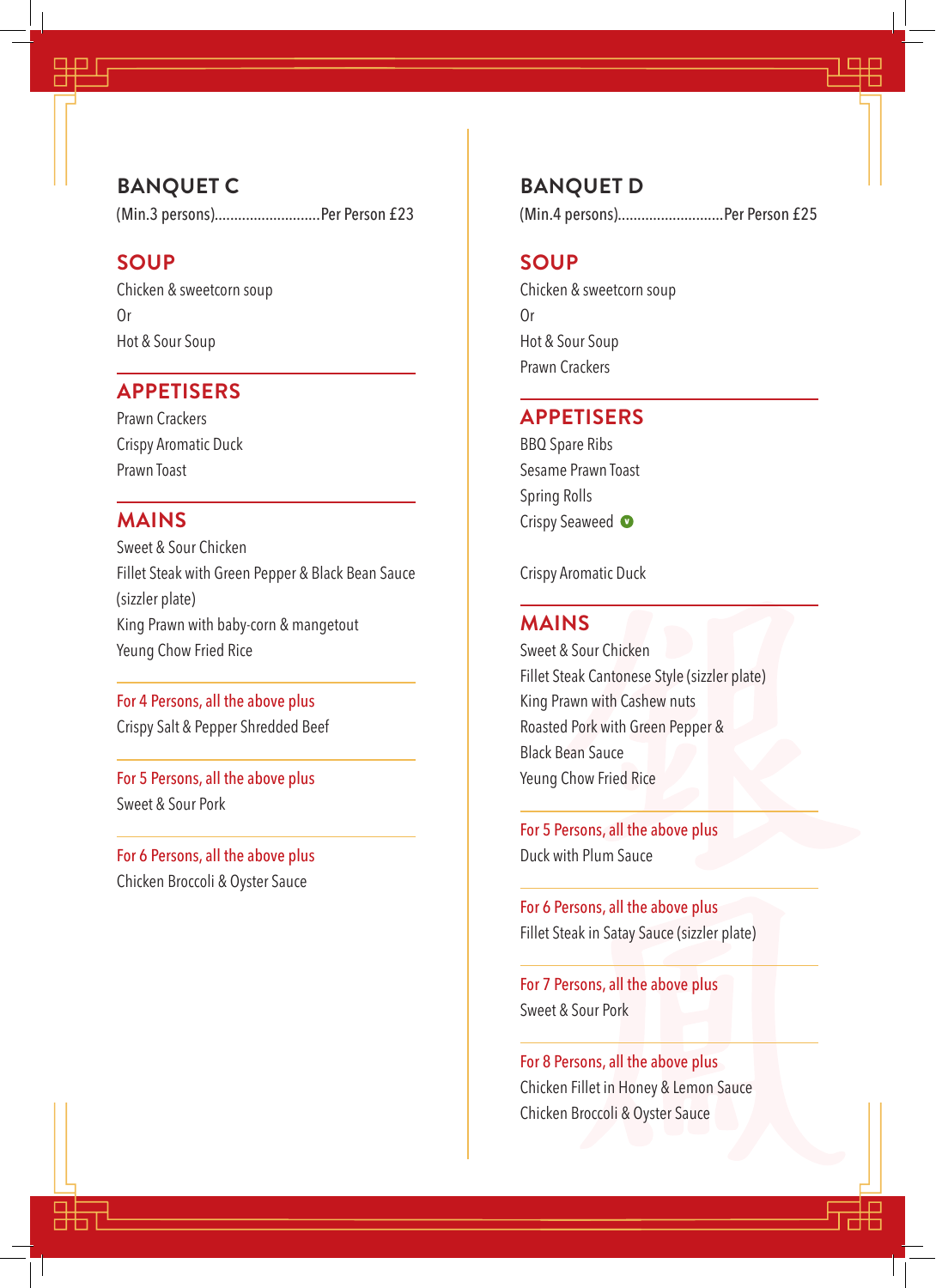## BANQUET C

(Min.3 persons)...........................Per Person £23

### SOUP

Chicken & sweetcorn soup

Or

Hot & Sour Soup

### APPETISERS

Prawn Crackers

Crispy Aromatic Duck

Prawn Toast

### MAINS

Sweet & Sour Chicken

Fillet Steak with Green Pepper & Black Bean Sauce (sizzler plate)

King Prawn with baby-corn & mangetout

Yeung Chow Fried Rice

For 4 Persons, all the above plus

Crispy Salt & Pepper Shredded Beef

For 5 Persons, all the above plus

Sweet & Sour Pork

For 6 Persons, all the above plus

Chicken Broccoli & Oyster Sauce

## BANQUET D

(Min.4 persons)...........................Per Person £25

### SOUP

Chicken & sweetcorn soup

Or

Hot & Sour Soup

Prawn Crackers

### APPETISERS

BBQ Spare Ribs

Sesame Prawn Toast

Spring Rolls

Crispy Seaweed (v)

Crispy Aromatic Duck

### MAINS

Sweet & Sour Chicken

Fillet Steak Cantonese Style (sizzler plate)

King Prawn with Cashew nuts

Roasted Pork with Green Pepper & Black Bean Sauce

Yeung Chow Fried Rice

For 5 Persons, all the above plus

Duck with Plum Sauce

For 6 Persons, all the above plus

Fillet Steak in Satay Sauce (sizzler plate)

For 7 Persons, all the above plus

Sweet & Sour Pork

For 8 Persons, all the above plus

Chicken Fillet in Honey & Lemon Sauce

Chicken Broccoli & Oyster Sauce